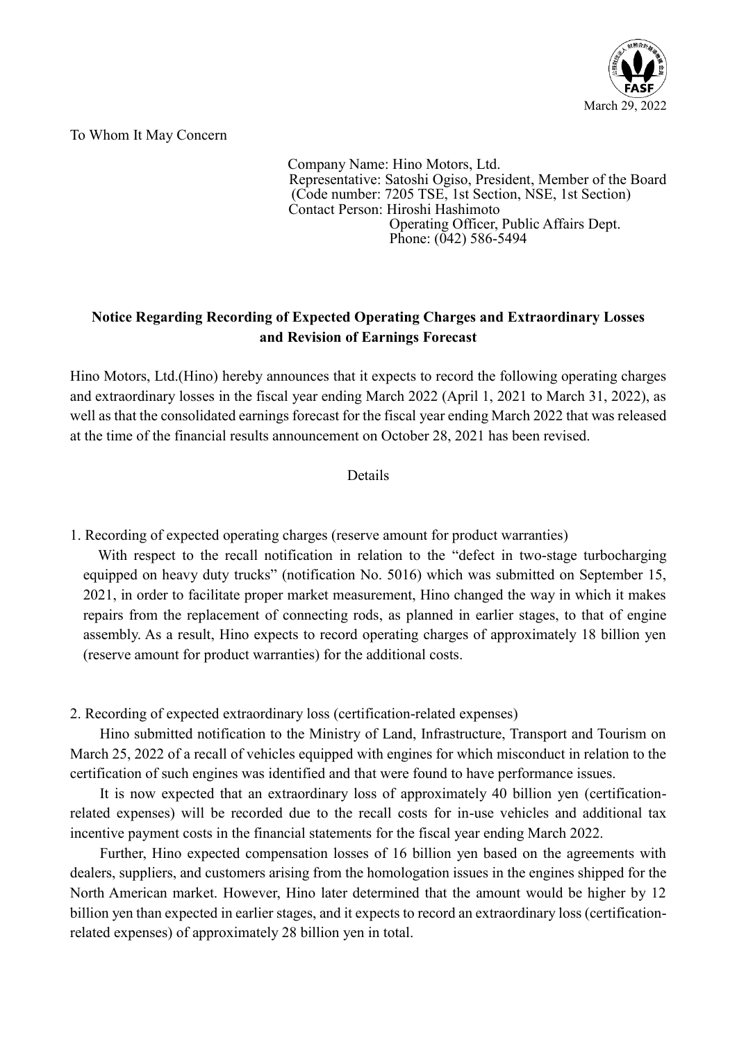March 29, 2022

To Whom It May Concern

Company Name: Hino Motors, Ltd.
Representative: Satoshi Ogiso, President, Member of the Board
(Code number: 7205 TSE, 1st Section, NSE, 1st Section)
Contact Person: Hiroshi Hashimoto
Operating Officer, Public Affairs Dept.
Phone: (042) 586-5494

**Notice Regarding Recording of Expected Operating Charges and Extraordinary Losses and Revision of Earnings Forecast**

Hino Motors, Ltd.(Hino) hereby announces that it expects to record the following operating charges and extraordinary losses in the fiscal year ending March 2022 (April 1, 2021 to March 31, 2022), as well as that the consolidated earnings forecast for the fiscal year ending March 2022 that was released at the time of the financial results announcement on October 28, 2021 has been revised.

Details

1. Recording of expected operating charges (reserve amount for product warranties)

With respect to the recall notification in relation to the "defect in two-stage turbocharging equipped on heavy duty trucks" (notification No. 5016) which was submitted on September 15, 2021, in order to facilitate proper market measurement, Hino changed the way in which it makes repairs from the replacement of connecting rods, as planned in earlier stages, to that of engine assembly. As a result, Hino expects to record operating charges of approximately 18 billion yen (reserve amount for product warranties) for the additional costs.

2. Recording of expected extraordinary loss (certification-related expenses)

Hino submitted notification to the Ministry of Land, Infrastructure, Transport and Tourism on March 25, 2022 of a recall of vehicles equipped with engines for which misconduct in relation to the certification of such engines was identified and that were found to have performance issues.

It is now expected that an extraordinary loss of approximately 40 billion yen (certification-related expenses) will be recorded due to the recall costs for in-use vehicles and additional tax incentive payment costs in the financial statements for the fiscal year ending March 2022.

Further, Hino expected compensation losses of 16 billion yen based on the agreements with dealers, suppliers, and customers arising from the homologation issues in the engines shipped for the North American market. However, Hino later determined that the amount would be higher by 12 billion yen than expected in earlier stages, and it expects to record an extraordinary loss (certification-related expenses) of approximately 28 billion yen in total.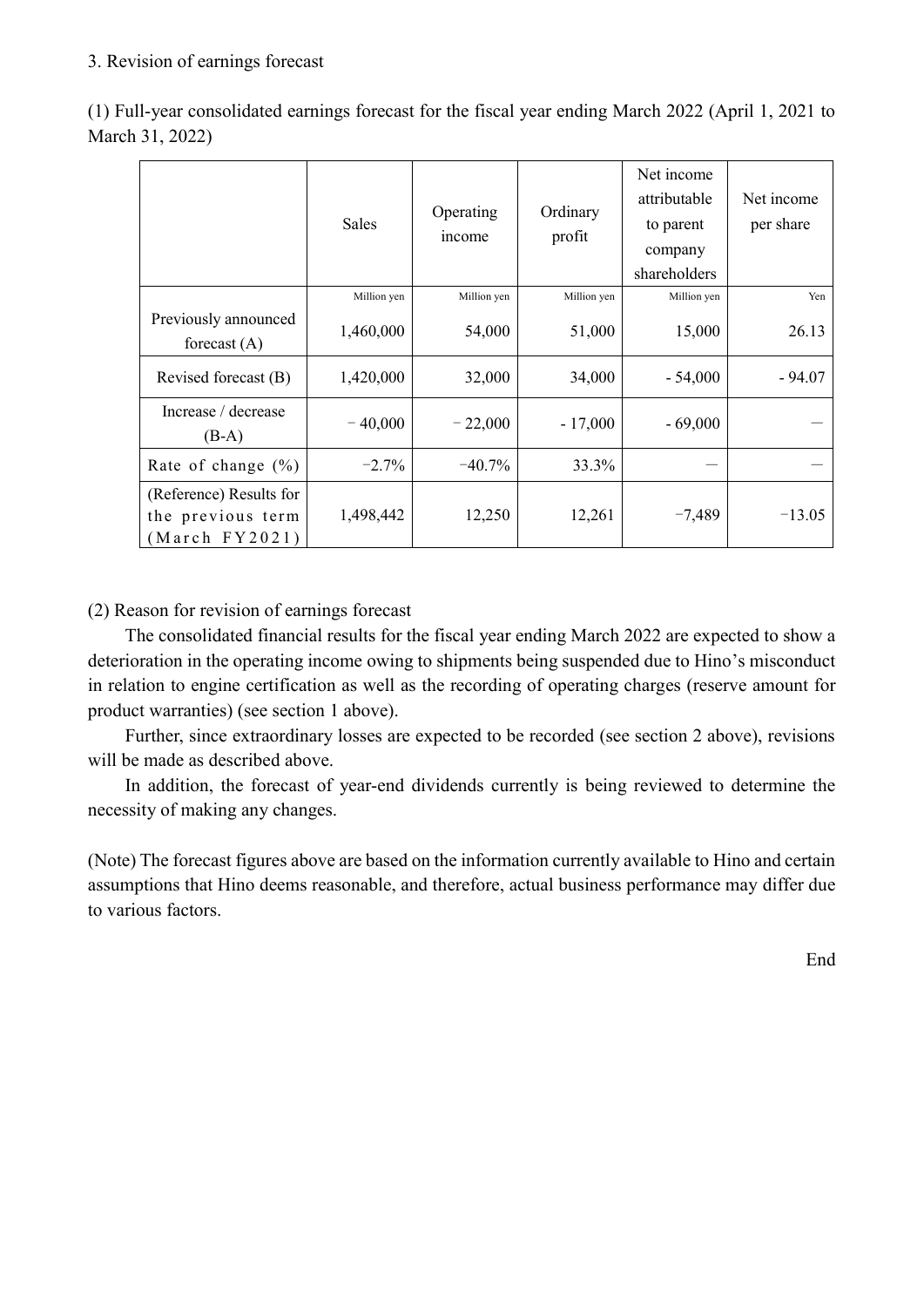3. Revision of earnings forecast

(1) Full-year consolidated earnings forecast for the fiscal year ending March 2022 (April 1, 2021 to March 31, 2022)

| | Sales | Operating income | Ordinary profit | Net income attributable to parent company shareholders | Net income per share |
|---|---|---|---|---|---|
| | Million yen | Million yen | Million yen | Million yen | Yen |
| Previously announced forecast (A) | 1,460,000 | 54,000 | 51,000 | 15,000 | 26.13 |
| Revised forecast (B) | 1,420,000 | 32,000 | 34,000 | - 54,000 | - 94.07 |
| Increase / decrease (B-A) | − 40,000 | − 22,000 | - 17,000 | - 69,000 | — |
| Rate of change (%) | −2.7% | −40.7% | 33.3% | — | — |
| (Reference) Results for the previous term (March FY2021) | 1,498,442 | 12,250 | 12,261 | −7,489 | −13.05 |

(2) Reason for revision of earnings forecast

The consolidated financial results for the fiscal year ending March 2022 are expected to show a deterioration in the operating income owing to shipments being suspended due to Hino's misconduct in relation to engine certification as well as the recording of operating charges (reserve amount for product warranties) (see section 1 above).

Further, since extraordinary losses are expected to be recorded (see section 2 above), revisions will be made as described above.

In addition, the forecast of year-end dividends currently is being reviewed to determine the necessity of making any changes.

(Note) The forecast figures above are based on the information currently available to Hino and certain assumptions that Hino deems reasonable, and therefore, actual business performance may differ due to various factors.

End